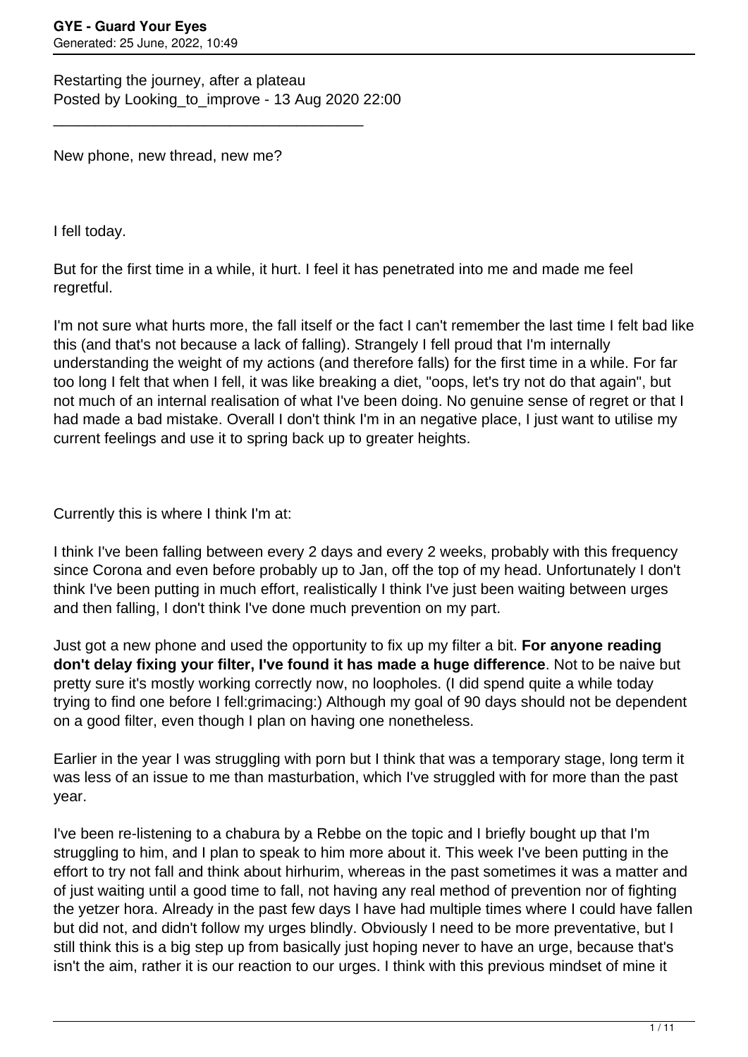Restarting the journey, after a plateau
Posted by Looking_to_improve - 13 Aug 2020 22:00

---

New phone, new thread, new me?

I fell today.

But for the first time in a while, it hurt. I feel it has penetrated into me and made me feel regretful.

I'm not sure what hurts more, the fall itself or the fact I can't remember the last time I felt bad like this (and that's not because a lack of falling). Strangely I fell proud that I'm internally understanding the weight of my actions (and therefore falls) for the first time in a while. For far too long I felt that when I fell, it was like breaking a diet, "oops, let's try not do that again", but not much of an internal realisation of what I've been doing. No genuine sense of regret or that I had made a bad mistake. Overall I don't think I'm in an negative place, I just want to utilise my current feelings and use it to spring back up to greater heights.

Currently this is where I think I'm at:

I think I've been falling between every 2 days and every 2 weeks, probably with this frequency since Corona and even before probably up to Jan, off the top of my head. Unfortunately I don't think I've been putting in much effort, realistically I think I've just been waiting between urges and then falling, I don't think I've done much prevention on my part.

Just got a new phone and used the opportunity to fix up my filter a bit. **For anyone reading don't delay fixing your filter, I've found it has made a huge difference**. Not to be naive but pretty sure it's mostly working correctly now, no loopholes. (I did spend quite a while today trying to find one before I fell:grimacing:) Although my goal of 90 days should not be dependent on a good filter, even though I plan on having one nonetheless.

Earlier in the year I was struggling with porn but I think that was a temporary stage, long term it was less of an issue to me than masturbation, which I've struggled with for more than the past year.

I've been re-listening to a chabura by a Rebbe on the topic and I briefly bought up that I'm struggling to him, and I plan to speak to him more about it. This week I've been putting in the effort to try not fall and think about hirhurim, whereas in the past sometimes it was a matter and of just waiting until a good time to fall, not having any real method of prevention nor of fighting the yetzer hora. Already in the past few days I have had multiple times where I could have fallen but did not, and didn't follow my urges blindly. Obviously I need to be more preventative, but I still think this is a big step up from basically just hoping never to have an urge, because that's isn't the aim, rather it is our reaction to our urges. I think with this previous mindset of mine it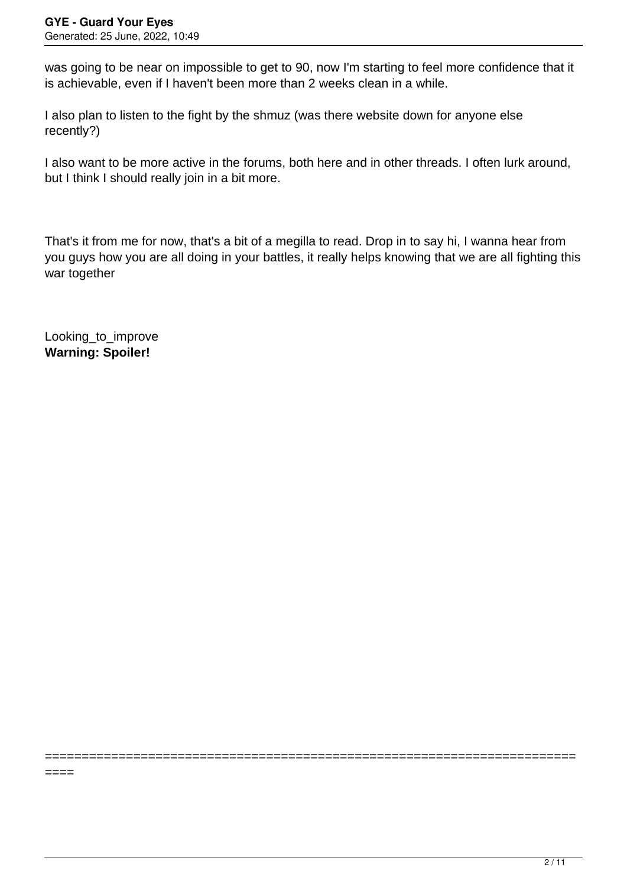was going to be near on impossible to get to 90, now I'm starting to feel more confidence that it is achievable, even if I haven't been more than 2 weeks clean in a while.

I also plan to listen to the fight by the shmuz (was there website down for anyone else recently?)

I also want to be more active in the forums, both here and in other threads. I often lurk around, but I think I should really join in a bit more.

That's it from me for now, that's a bit of a megilla to read. Drop in to say hi, I wanna hear from you guys how you are all doing in your battles, it really helps knowing that we are all fighting this war together

Looking_to_improve
**Warning: Spoiler!**

========================================================================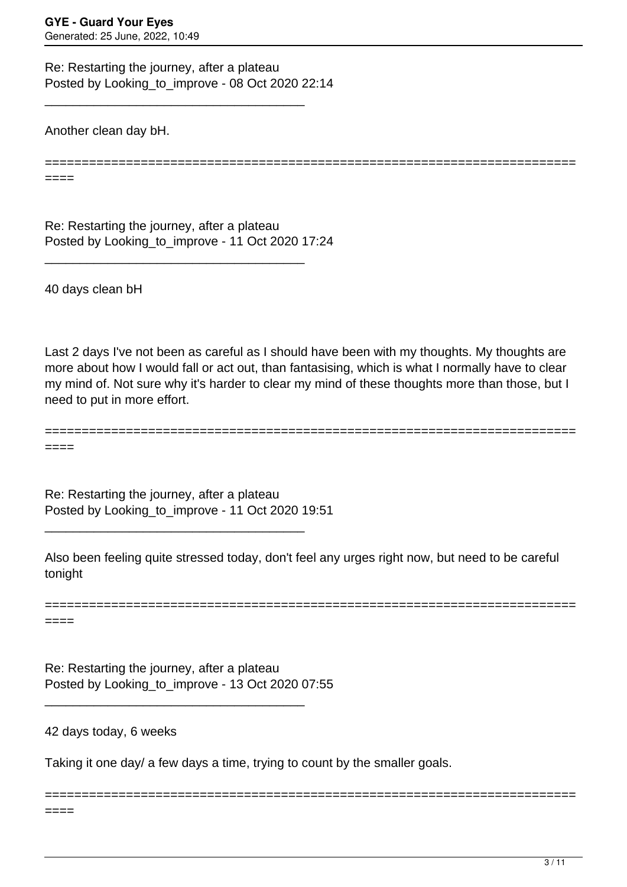Re: Restarting the journey, after a plateau
Posted by Looking_to_improve - 08 Oct 2020 22:14

---

Another clean day bH.

---

Re: Restarting the journey, after a plateau
Posted by Looking_to_improve - 11 Oct 2020 17:24

---

40 days clean bH

Last 2 days I've not been as careful as I should have been with my thoughts. My thoughts are more about how I would fall or act out, than fantasising, which is what I normally have to clear my mind of. Not sure why it's harder to clear my mind of these thoughts more than those, but I need to put in more effort.

---

Re: Restarting the journey, after a plateau
Posted by Looking_to_improve - 11 Oct 2020 19:51

---

Also been feeling quite stressed today, don't feel any urges right now, but need to be careful tonight

---

Re: Restarting the journey, after a plateau
Posted by Looking_to_improve - 13 Oct 2020 07:55

---

42 days today, 6 weeks

Taking it one day/ a few days a time, trying to count by the smaller goals.

---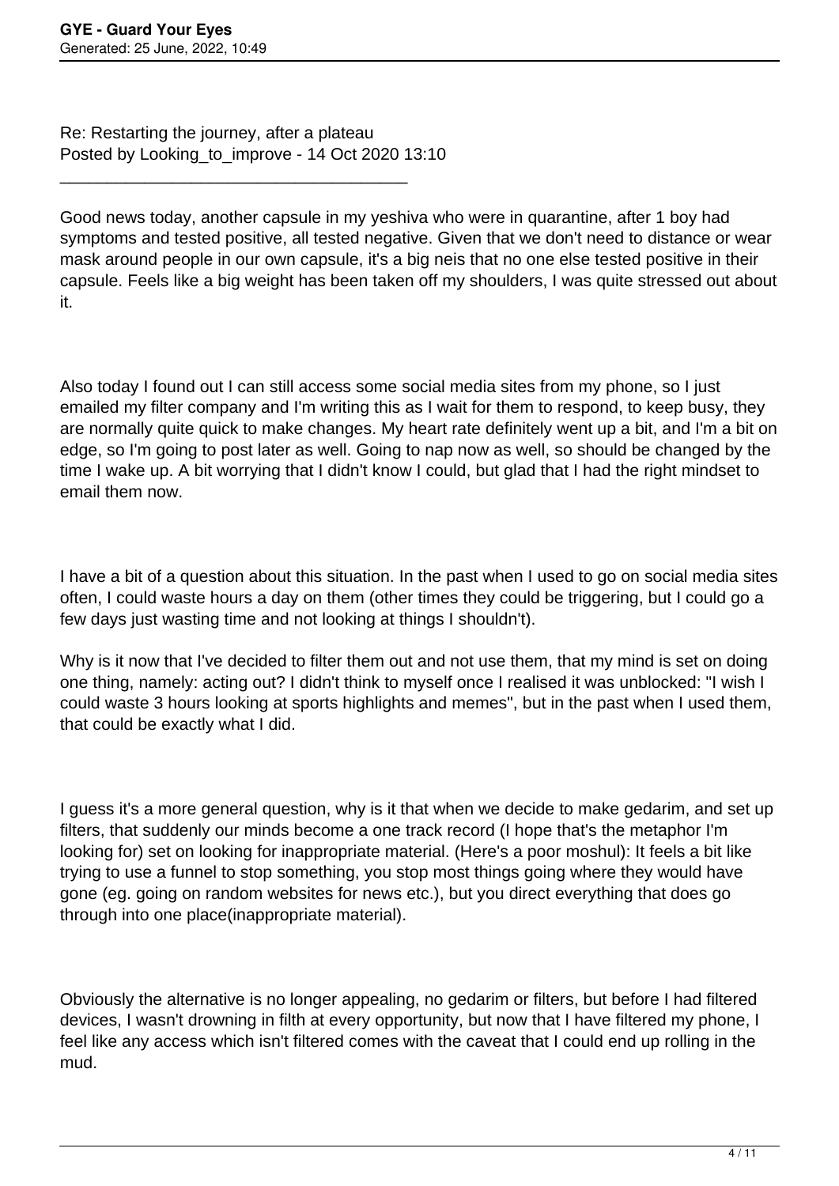Re: Restarting the journey, after a plateau
Posted by Looking_to_improve - 14 Oct 2020 13:10

---

Good news today, another capsule in my yeshiva who were in quarantine, after 1 boy had symptoms and tested positive, all tested negative. Given that we don't need to distance or wear mask around people in our own capsule, it's a big neis that no one else tested positive in their capsule. Feels like a big weight has been taken off my shoulders, I was quite stressed out about it.

Also today I found out I can still access some social media sites from my phone, so I just emailed my filter company and I'm writing this as I wait for them to respond, to keep busy, they are normally quite quick to make changes. My heart rate definitely went up a bit, and I'm a bit on edge, so I'm going to post later as well. Going to nap now as well, so should be changed by the time I wake up. A bit worrying that I didn't know I could, but glad that I had the right mindset to email them now.

I have a bit of a question about this situation. In the past when I used to go on social media sites often, I could waste hours a day on them (other times they could be triggering, but I could go a few days just wasting time and not looking at things I shouldn't).

Why is it now that I've decided to filter them out and not use them, that my mind is set on doing one thing, namely: acting out? I didn't think to myself once I realised it was unblocked: "I wish I could waste 3 hours looking at sports highlights and memes", but in the past when I used them, that could be exactly what I did.

I guess it's a more general question, why is it that when we decide to make gedarim, and set up filters, that suddenly our minds become a one track record (I hope that's the metaphor I'm looking for) set on looking for inappropriate material. (Here's a poor moshul): It feels a bit like trying to use a funnel to stop something, you stop most things going where they would have gone (eg. going on random websites for news etc.), but you direct everything that does go through into one place(inappropriate material).

Obviously the alternative is no longer appealing, no gedarim or filters, but before I had filtered devices, I wasn't drowning in filth at every opportunity, but now that I have filtered my phone, I feel like any access which isn't filtered comes with the caveat that I could end up rolling in the mud.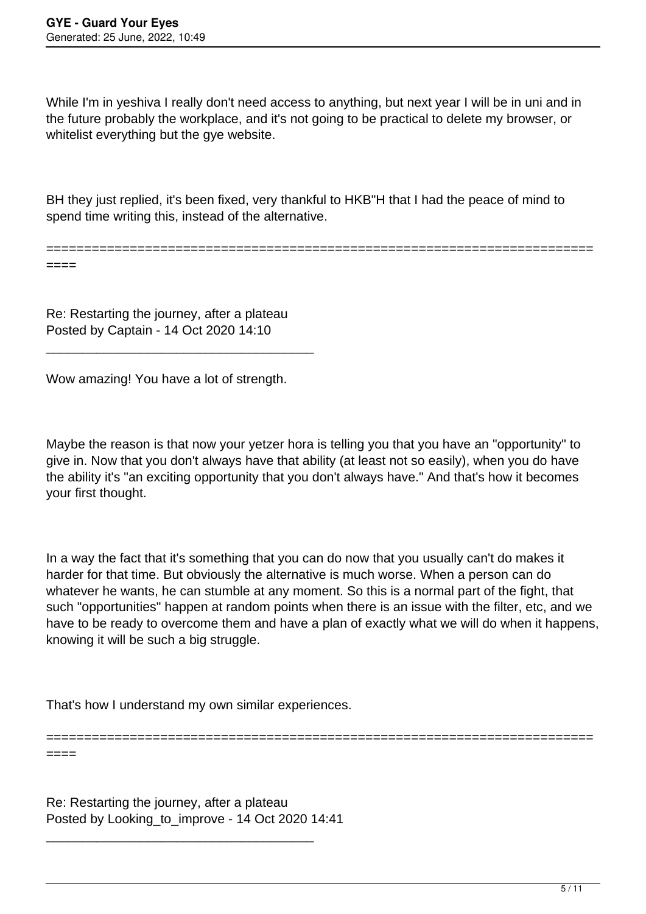While I'm in yeshiva I really don't need access to anything, but next year I will be in uni and in the future probably the workplace, and it's not going to be practical to delete my browser, or whitelist everything but the gye website.

BH they just replied, it's been fixed, very thankful to HKB"H that I had the peace of mind to spend time writing this, instead of the alternative.

============================================================================

Re: Restarting the journey, after a plateau
Posted by Captain - 14 Oct 2020 14:10

_____________________________________

Wow amazing! You have a lot of strength.

Maybe the reason is that now your yetzer hora is telling you that you have an "opportunity" to give in. Now that you don't always have that ability (at least not so easily), when you do have the ability it's "an exciting opportunity that you don't always have." And that's how it becomes your first thought.

In a way the fact that it's something that you can do now that you usually can't do makes it harder for that time. But obviously the alternative is much worse. When a person can do whatever he wants, he can stumble at any moment. So this is a normal part of the fight, that such "opportunities" happen at random points when there is an issue with the filter, etc, and we have to be ready to overcome them and have a plan of exactly what we will do when it happens, knowing it will be such a big struggle.

That's how I understand my own similar experiences.

============================================================================

Re: Restarting the journey, after a plateau
Posted by Looking_to_improve - 14 Oct 2020 14:41

_____________________________________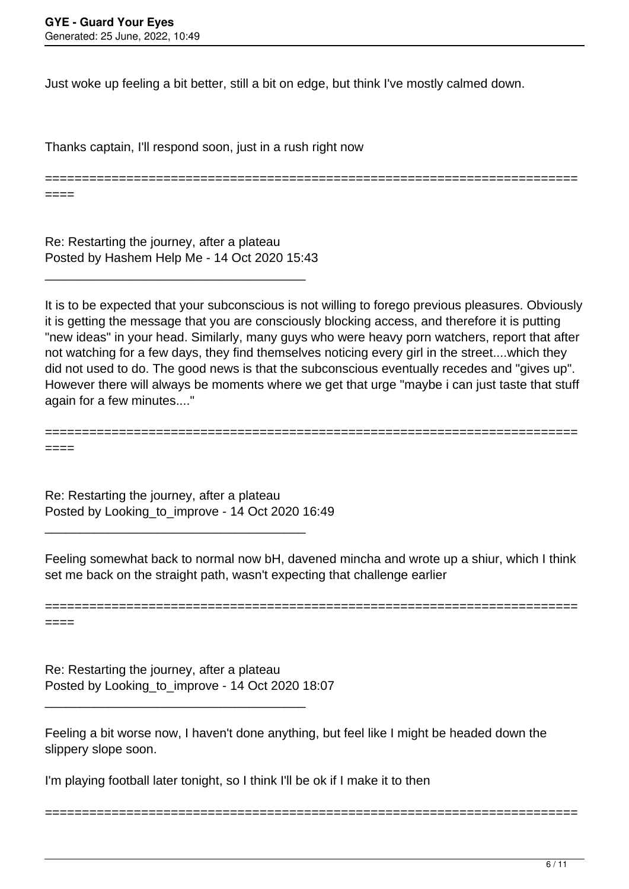Just woke up feeling a bit better, still a bit on edge, but think I've mostly calmed down.

Thanks captain, I'll respond soon, just in a rush right now

============================================================================

Re: Restarting the journey, after a plateau
Posted by Hashem Help Me - 14 Oct 2020 15:43

_____________________________________

It is to be expected that your subconscious is not willing to forego previous pleasures. Obviously it is getting the message that you are consciously blocking access, and therefore it is putting "new ideas" in your head. Similarly, many guys who were heavy porn watchers, report that after not watching for a few days, they find themselves noticing every girl in the street....which they did not used to do. The good news is that the subconscious eventually recedes and "gives up". However there will always be moments where we get that urge "maybe i can just taste that stuff again for a few minutes...."

============================================================================

Re: Restarting the journey, after a plateau
Posted by Looking_to_improve - 14 Oct 2020 16:49

_____________________________________

Feeling somewhat back to normal now bH, davened mincha and wrote up a shiur, which I think set me back on the straight path, wasn't expecting that challenge earlier

============================================================================

Re: Restarting the journey, after a plateau
Posted by Looking_to_improve - 14 Oct 2020 18:07

_____________________________________

Feeling a bit worse now, I haven't done anything, but feel like I might be headed down the slippery slope soon.

I'm playing football later tonight, so I think I'll be ok if I make it to then

========================================================================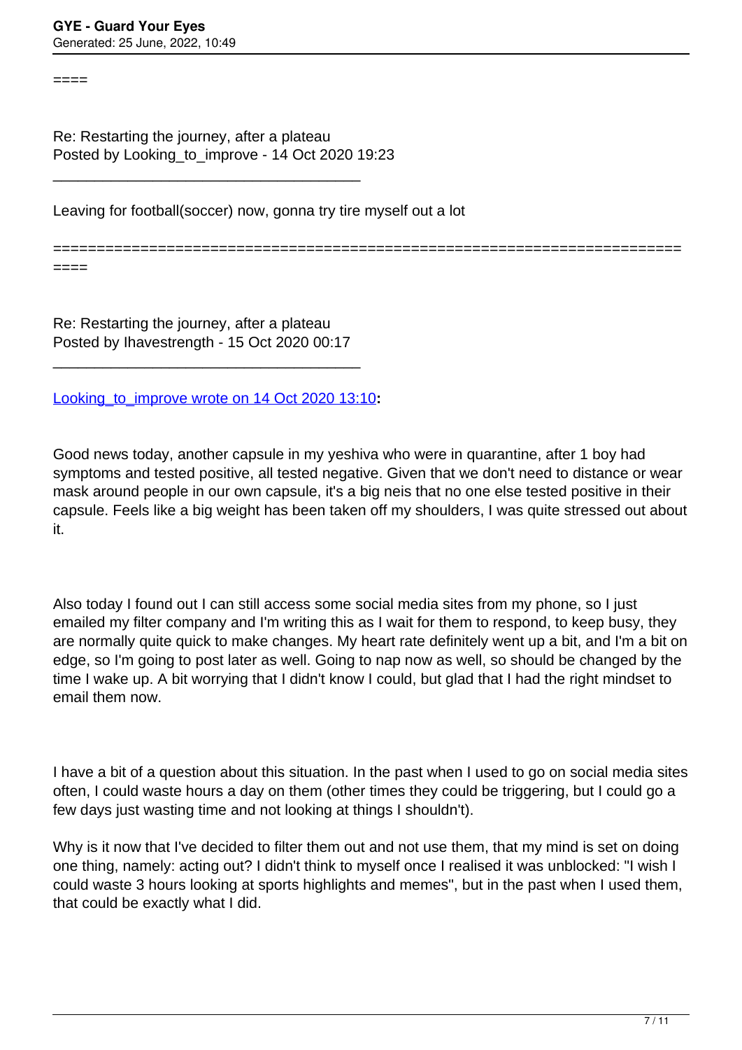====

Re: Restarting the journey, after a plateau
Posted by Looking_to_improve - 14 Oct 2020 19:23

---

Leaving for football(soccer) now, gonna try tire myself out a lot

==========================================================================
====

Re: Restarting the journey, after a plateau
Posted by Ihavestrength - 15 Oct 2020 00:17

---

Looking_to_improve wrote on 14 Oct 2020 13:10**:**

Good news today, another capsule in my yeshiva who were in quarantine, after 1 boy had symptoms and tested positive, all tested negative. Given that we don't need to distance or wear mask around people in our own capsule, it's a big neis that no one else tested positive in their capsule. Feels like a big weight has been taken off my shoulders, I was quite stressed out about it.

Also today I found out I can still access some social media sites from my phone, so I just emailed my filter company and I'm writing this as I wait for them to respond, to keep busy, they are normally quite quick to make changes. My heart rate definitely went up a bit, and I'm a bit on edge, so I'm going to post later as well. Going to nap now as well, so should be changed by the time I wake up. A bit worrying that I didn't know I could, but glad that I had the right mindset to email them now.

I have a bit of a question about this situation. In the past when I used to go on social media sites often, I could waste hours a day on them (other times they could be triggering, but I could go a few days just wasting time and not looking at things I shouldn't).

Why is it now that I've decided to filter them out and not use them, that my mind is set on doing one thing, namely: acting out? I didn't think to myself once I realised it was unblocked: "I wish I could waste 3 hours looking at sports highlights and memes", but in the past when I used them, that could be exactly what I did.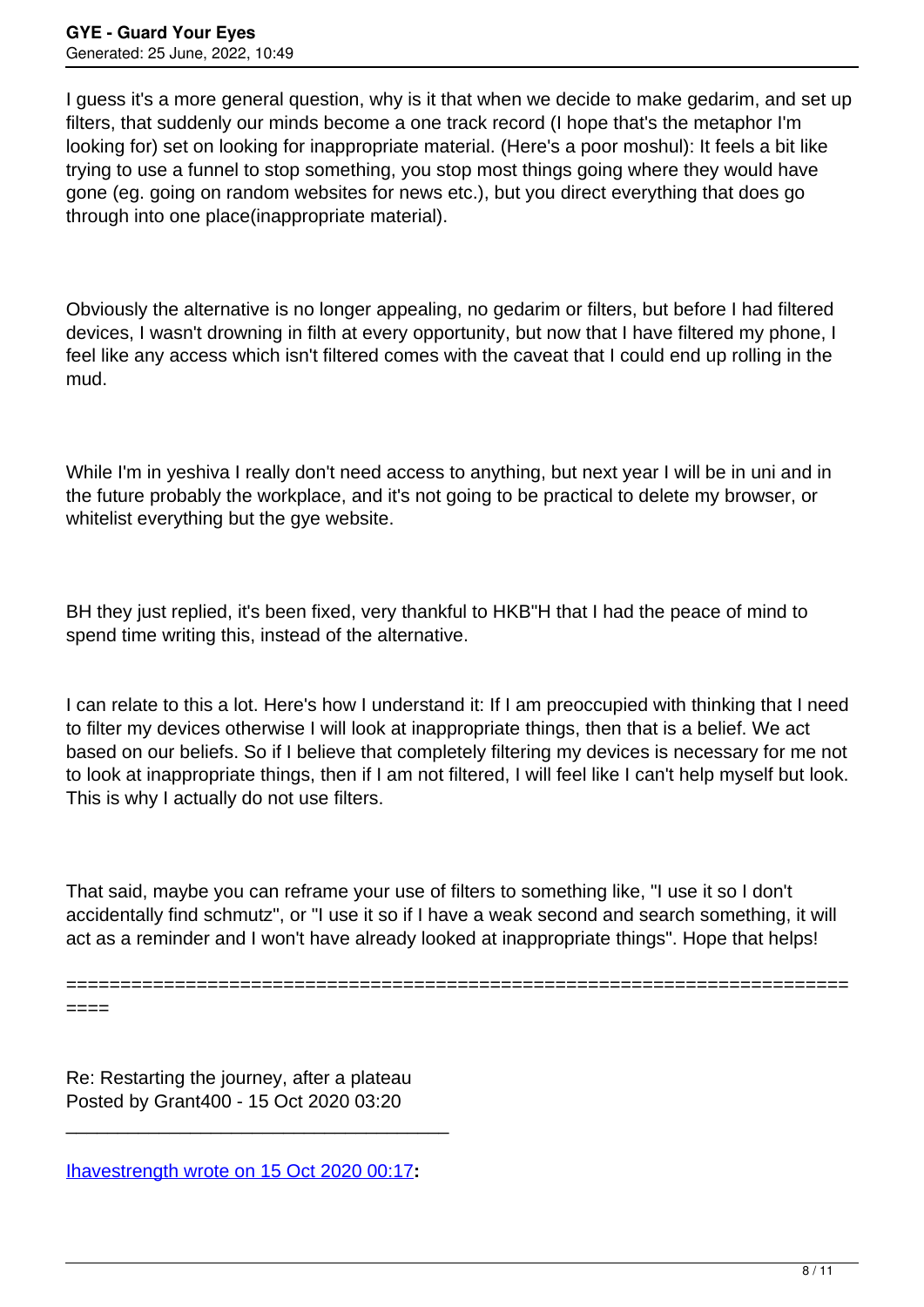I guess it's a more general question, why is it that when we decide to make gedarim, and set up filters, that suddenly our minds become a one track record (I hope that's the metaphor I'm looking for) set on looking for inappropriate material. (Here's a poor moshul): It feels a bit like trying to use a funnel to stop something, you stop most things going where they would have gone (eg. going on random websites for news etc.), but you direct everything that does go through into one place(inappropriate material).

Obviously the alternative is no longer appealing, no gedarim or filters, but before I had filtered devices, I wasn't drowning in filth at every opportunity, but now that I have filtered my phone, I feel like any access which isn't filtered comes with the caveat that I could end up rolling in the mud.

While I'm in yeshiva I really don't need access to anything, but next year I will be in uni and in the future probably the workplace, and it's not going to be practical to delete my browser, or whitelist everything but the gye website.

BH they just replied, it's been fixed, very thankful to HKB"H that I had the peace of mind to spend time writing this, instead of the alternative.

I can relate to this a lot. Here's how I understand it: If I am preoccupied with thinking that I need to filter my devices otherwise I will look at inappropriate things, then that is a belief. We act based on our beliefs. So if I believe that completely filtering my devices is necessary for me not to look at inappropriate things, then if I am not filtered, I will feel like I can't help myself but look. This is why I actually do not use filters.

That said, maybe you can reframe your use of filters to something like, "I use it so I don't accidentally find schmutz", or "I use it so if I have a weak second and search something, it will act as a reminder and I won't have already looked at inappropriate things". Hope that helps!

============================================================================

Re: Restarting the journey, after a plateau
Posted by Grant400 - 15 Oct 2020 03:20

---

Ihavestrength wrote on 15 Oct 2020 00:17**:**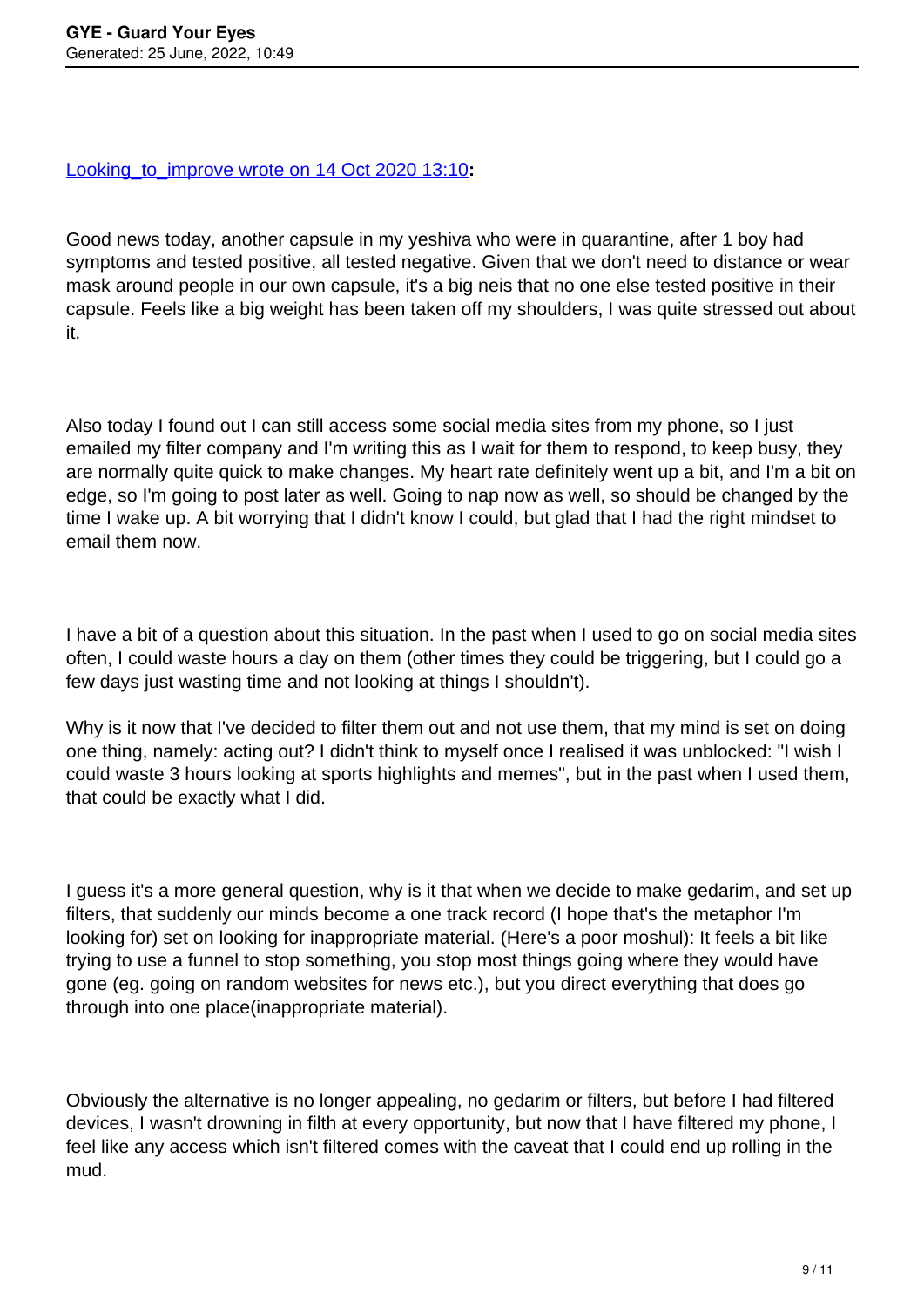Looking_to_improve wrote on 14 Oct 2020 13:10**:**

Good news today, another capsule in my yeshiva who were in quarantine, after 1 boy had symptoms and tested positive, all tested negative. Given that we don't need to distance or wear mask around people in our own capsule, it's a big neis that no one else tested positive in their capsule. Feels like a big weight has been taken off my shoulders, I was quite stressed out about it.

Also today I found out I can still access some social media sites from my phone, so I just emailed my filter company and I'm writing this as I wait for them to respond, to keep busy, they are normally quite quick to make changes. My heart rate definitely went up a bit, and I'm a bit on edge, so I'm going to post later as well. Going to nap now as well, so should be changed by the time I wake up. A bit worrying that I didn't know I could, but glad that I had the right mindset to email them now.

I have a bit of a question about this situation. In the past when I used to go on social media sites often, I could waste hours a day on them (other times they could be triggering, but I could go a few days just wasting time and not looking at things I shouldn't).

Why is it now that I've decided to filter them out and not use them, that my mind is set on doing one thing, namely: acting out? I didn't think to myself once I realised it was unblocked: "I wish I could waste 3 hours looking at sports highlights and memes", but in the past when I used them, that could be exactly what I did.

I guess it's a more general question, why is it that when we decide to make gedarim, and set up filters, that suddenly our minds become a one track record (I hope that's the metaphor I'm looking for) set on looking for inappropriate material. (Here's a poor moshul): It feels a bit like trying to use a funnel to stop something, you stop most things going where they would have gone (eg. going on random websites for news etc.), but you direct everything that does go through into one place(inappropriate material).

Obviously the alternative is no longer appealing, no gedarim or filters, but before I had filtered devices, I wasn't drowning in filth at every opportunity, but now that I have filtered my phone, I feel like any access which isn't filtered comes with the caveat that I could end up rolling in the mud.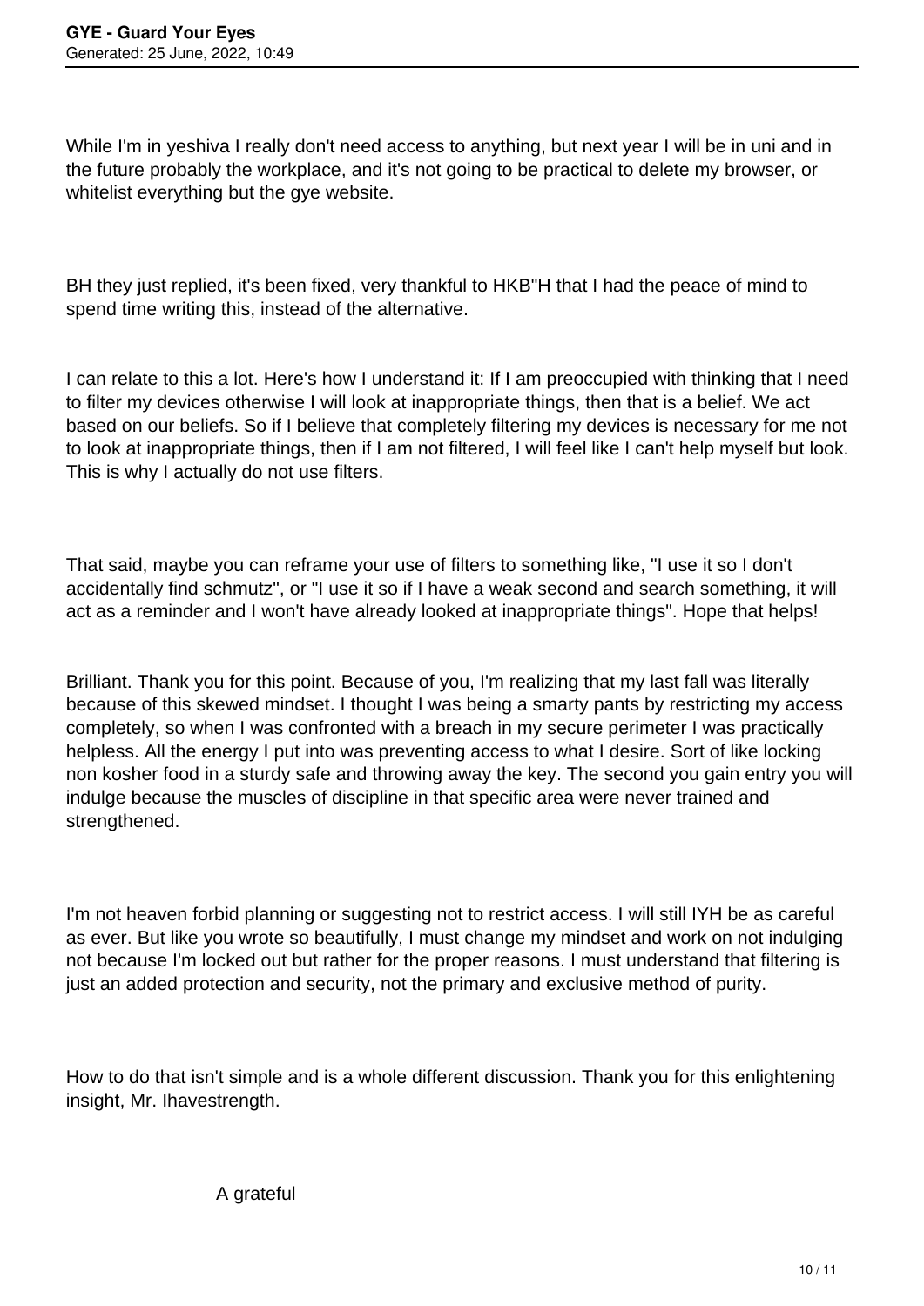While I'm in yeshiva I really don't need access to anything, but next year I will be in uni and in the future probably the workplace, and it's not going to be practical to delete my browser, or whitelist everything but the gye website.

BH they just replied, it's been fixed, very thankful to HKB"H that I had the peace of mind to spend time writing this, instead of the alternative.

I can relate to this a lot. Here's how I understand it: If I am preoccupied with thinking that I need to filter my devices otherwise I will look at inappropriate things, then that is a belief. We act based on our beliefs. So if I believe that completely filtering my devices is necessary for me not to look at inappropriate things, then if I am not filtered, I will feel like I can't help myself but look. This is why I actually do not use filters.

That said, maybe you can reframe your use of filters to something like, "I use it so I don't accidentally find schmutz", or "I use it so if I have a weak second and search something, it will act as a reminder and I won't have already looked at inappropriate things". Hope that helps!

Brilliant. Thank you for this point. Because of you, I'm realizing that my last fall was literally because of this skewed mindset. I thought I was being a smarty pants by restricting my access completely, so when I was confronted with a breach in my secure perimeter I was practically helpless. All the energy I put into was preventing access to what I desire. Sort of like locking non kosher food in a sturdy safe and throwing away the key. The second you gain entry you will indulge because the muscles of discipline in that specific area were never trained and strengthened.

I'm not heaven forbid planning or suggesting not to restrict access. I will still IYH be as careful as ever. But like you wrote so beautifully, I must change my mindset and work on not indulging not because I'm locked out but rather for the proper reasons. I must understand that filtering is just an added protection and security, not the primary and exclusive method of purity.

How to do that isn't simple and is a whole different discussion. Thank you for this enlightening insight, Mr. Ihavestrength.

A grateful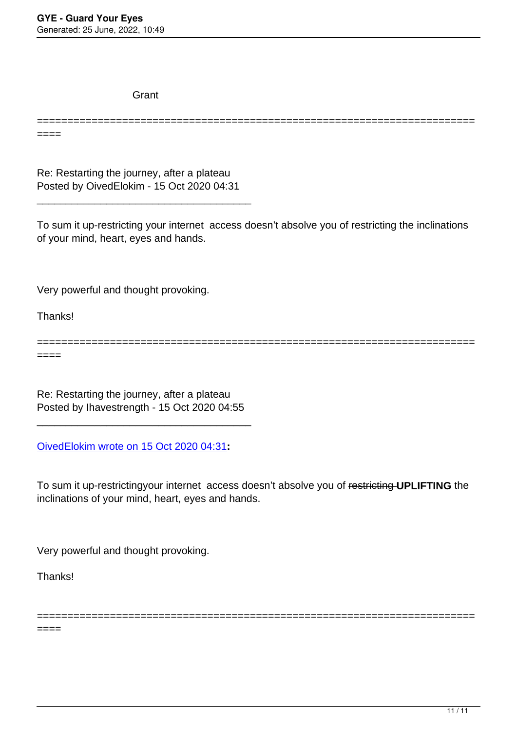Grant

============================================================================

Re: Restarting the journey, after a plateau
Posted by OivedElokim - 15 Oct 2020 04:31

_____________________________________

To sum it up-restricting your internet access doesn't absolve you of restricting the inclinations of your mind, heart, eyes and hands.

Very powerful and thought provoking.

Thanks!

============================================================================

Re: Restarting the journey, after a plateau
Posted by Ihavestrength - 15 Oct 2020 04:55

_____________________________________

OivedElokim wrote on 15 Oct 2020 04:31**:**

To sum it up-restrictingyour internet access doesn't absolve you of ~~restricting~~ **UPLIFTING** the inclinations of your mind, heart, eyes and hands.

Very powerful and thought provoking.

Thanks!

============================================================================